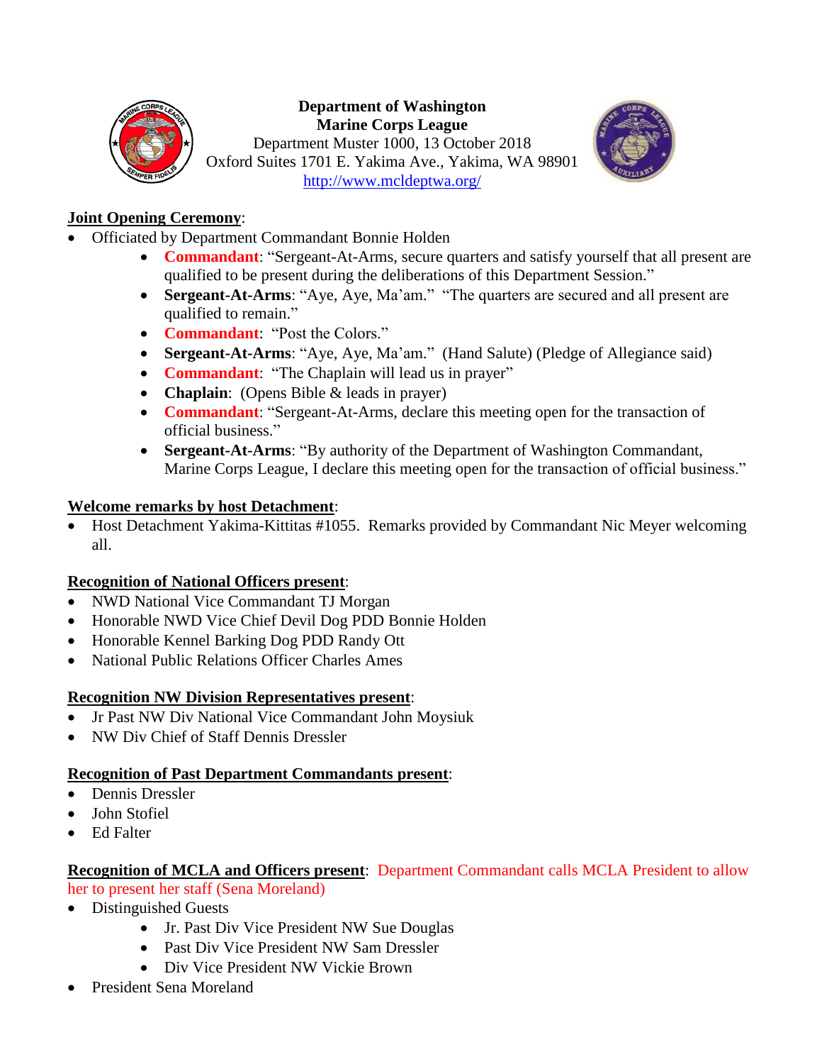**Department of Washington**
**Marine Corps League**
Department Muster 1000, 13 October 2018
Oxford Suites 1701 E. Yakima Ave., Yakima, WA 98901
http://www.mcldeptwa.org/

**Joint Opening Ceremony**:

- Officiated by Department Commandant Bonnie Holden
    - **Commandant**: "Sergeant-At-Arms, secure quarters and satisfy yourself that all present are qualified to be present during the deliberations of this Department Session."
    - **Sergeant-At-Arms**: "Aye, Aye, Ma'am." "The quarters are secured and all present are qualified to remain."
    - **Commandant**: "Post the Colors."
    - **Sergeant-At-Arms**: "Aye, Aye, Ma'am." (Hand Salute) (Pledge of Allegiance said)
    - **Commandant**: "The Chaplain will lead us in prayer"
    - **Chaplain**: (Opens Bible & leads in prayer)
    - **Commandant**: "Sergeant-At-Arms, declare this meeting open for the transaction of official business."
    - **Sergeant-At-Arms**: "By authority of the Department of Washington Commandant, Marine Corps League, I declare this meeting open for the transaction of official business."

**Welcome remarks by host Detachment**:

- Host Detachment Yakima-Kittitas #1055. Remarks provided by Commandant Nic Meyer welcoming all.

**Recognition of National Officers present**:

- NWD National Vice Commandant TJ Morgan
- Honorable NWD Vice Chief Devil Dog PDD Bonnie Holden
- Honorable Kennel Barking Dog PDD Randy Ott
- National Public Relations Officer Charles Ames

**Recognition NW Division Representatives present**:

- Jr Past NW Div National Vice Commandant John Moysiuk
- NW Div Chief of Staff Dennis Dressler

**Recognition of Past Department Commandants present**:

- Dennis Dressler
- John Stofiel
- Ed Falter

**Recognition of MCLA and Officers present**: Department Commandant calls MCLA President to allow her to present her staff (Sena Moreland)

- Distinguished Guests
    - Jr. Past Div Vice President NW Sue Douglas
    - Past Div Vice President NW Sam Dressler
    - Div Vice President NW Vickie Brown
- President Sena Moreland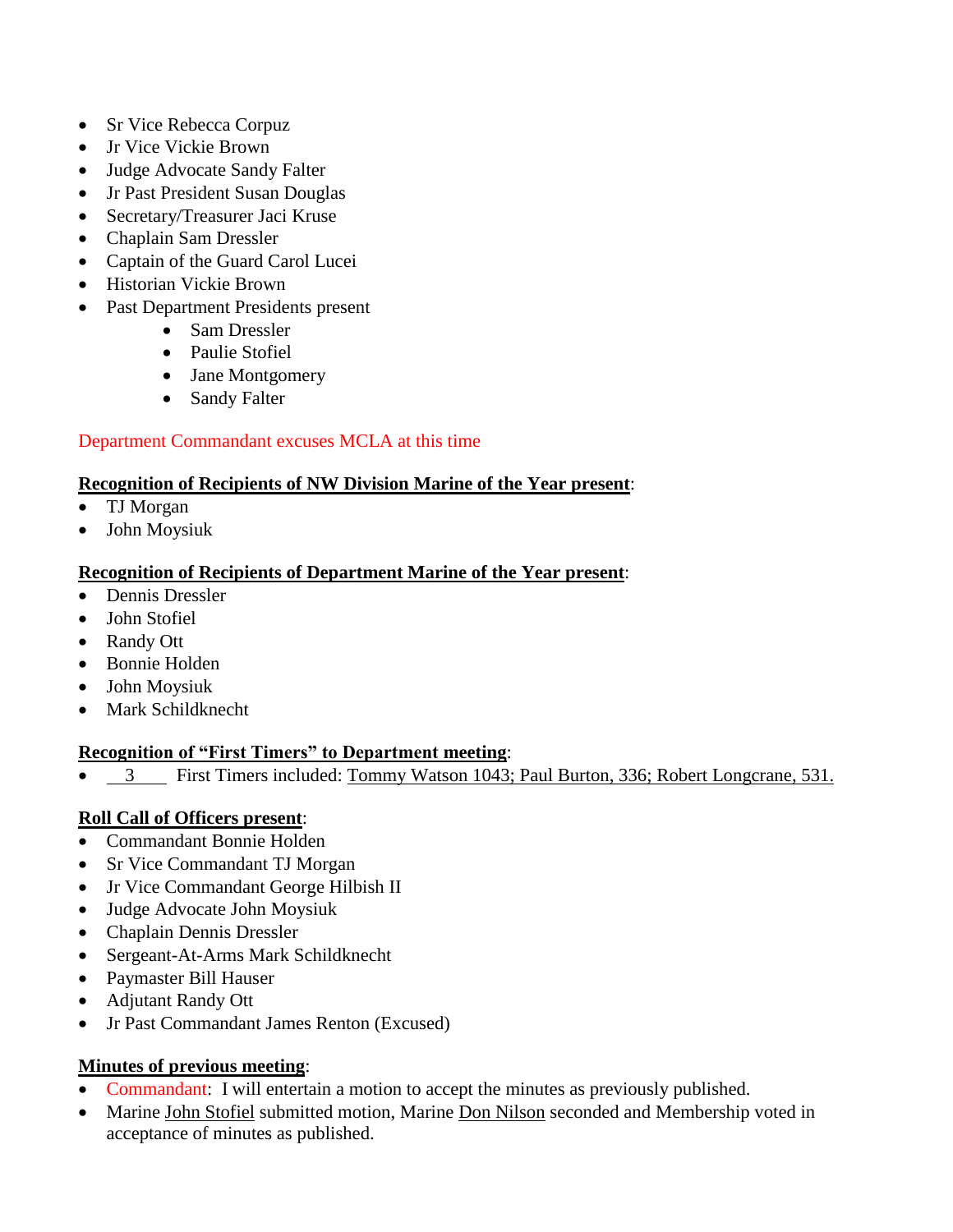- Sr Vice Rebecca Corpuz
- Jr Vice Vickie Brown
- Judge Advocate Sandy Falter
- Jr Past President Susan Douglas
- Secretary/Treasurer Jaci Kruse
- Chaplain Sam Dressler
- Captain of the Guard Carol Lucei
- Historian Vickie Brown
- Past Department Presidents present
    - Sam Dressler
    - Paulie Stofiel
    - Jane Montgomery
    - Sandy Falter

Department Commandant excuses MCLA at this time

**Recognition of Recipients of NW Division Marine of the Year present**:

- TJ Morgan
- John Moysiuk

**Recognition of Recipients of Department Marine of the Year present**:

- Dennis Dressler
- John Stofiel
- Randy Ott
- Bonnie Holden
- John Moysiuk
- Mark Schildknecht

**Recognition of "First Timers" to Department meeting**:

- 3 First Timers included: Tommy Watson 1043; Paul Burton, 336; Robert Longcrane, 531.

**Roll Call of Officers present**:

- Commandant Bonnie Holden
- Sr Vice Commandant TJ Morgan
- Jr Vice Commandant George Hilbish II
- Judge Advocate John Moysiuk
- Chaplain Dennis Dressler
- Sergeant-At-Arms Mark Schildknecht
- Paymaster Bill Hauser
- Adjutant Randy Ott
- Jr Past Commandant James Renton (Excused)

**Minutes of previous meeting**:

- Commandant: I will entertain a motion to accept the minutes as previously published.
- Marine John Stofiel submitted motion, Marine Don Nilson seconded and Membership voted in acceptance of minutes as published.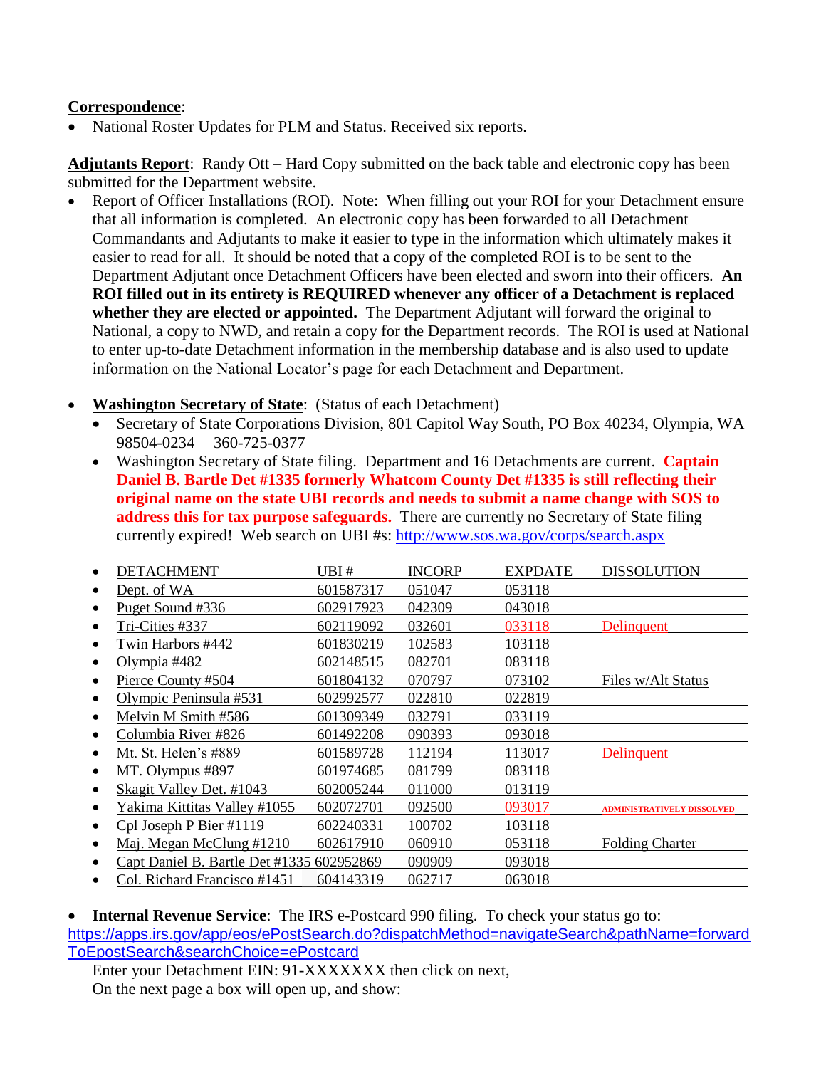**Correspondence**:

- National Roster Updates for PLM and Status. Received six reports.

**Adjutants Report**: Randy Ott – Hard Copy submitted on the back table and electronic copy has been submitted for the Department website.

- Report of Officer Installations (ROI). Note: When filling out your ROI for your Detachment ensure that all information is completed. An electronic copy has been forwarded to all Detachment Commandants and Adjutants to make it easier to type in the information which ultimately makes it easier to read for all. It should be noted that a copy of the completed ROI is to be sent to the Department Adjutant once Detachment Officers have been elected and sworn into their officers. **An ROI filled out in its entirety is REQUIRED whenever any officer of a Detachment is replaced whether they are elected or appointed.** The Department Adjutant will forward the original to National, a copy to NWD, and retain a copy for the Department records. The ROI is used at National to enter up-to-date Detachment information in the membership database and is also used to update information on the National Locator's page for each Detachment and Department.

- **Washington Secretary of State**: (Status of each Detachment)
  - Secretary of State Corporations Division, 801 Capitol Way South, PO Box 40234, Olympia, WA 98504-0234 360-725-0377
  - Washington Secretary of State filing. Department and 16 Detachments are current. **Captain Daniel B. Bartle Det #1335 formerly Whatcom County Det #1335 is still reflecting their original name on the state UBI records and needs to submit a name change with SOS to address this for tax purpose safeguards.** There are currently no Secretary of State filing currently expired! Web search on UBI #s: http://www.sos.wa.gov/corps/search.aspx

| DETACHMENT | UBI # | INCORP | EXPDATE | DISSOLUTION |
|---|---|---|---|---|
| Dept. of WA | 601587317 | 051047 | 053118 | |
| Puget Sound #336 | 602917923 | 042309 | 043018 | |
| Tri-Cities #337 | 602119092 | 032601 | 033118 | Delinquent |
| Twin Harbors #442 | 601830219 | 102583 | 103118 | |
| Olympia #482 | 602148515 | 082701 | 083118 | |
| Pierce County #504 | 601804132 | 070797 | 073102 | Files w/Alt Status |
| Olympic Peninsula #531 | 602992577 | 022810 | 022819 | |
| Melvin M Smith #586 | 601309349 | 032791 | 033119 | |
| Columbia River #826 | 601492208 | 090393 | 093018 | |
| Mt. St. Helen's #889 | 601589728 | 112194 | 113017 | Delinquent |
| MT. Olympus #897 | 601974685 | 081799 | 083118 | |
| Skagit Valley Det. #1043 | 602005244 | 011000 | 013119 | |
| Yakima Kittitas Valley #1055 | 602072701 | 092500 | 093017 | ADMINISTRATIVELY DISSOLVED |
| Cpl Joseph P Bier #1119 | 602240331 | 100702 | 103118 | |
| Maj. Megan McClung #1210 | 602617910 | 060910 | 053118 | Folding Charter |
| Capt Daniel B. Bartle Det #1335 | 602952869 | 090909 | 093018 | |
| Col. Richard Francisco #1451 | 604143319 | 062717 | 063018 | |

- **Internal Revenue Service**: The IRS e-Postcard 990 filing. To check your status go to: https://apps.irs.gov/app/eos/ePostSearch.do?dispatchMethod=navigateSearch&pathName=forwardToEpostSearch&searchChoice=ePostcard

  Enter your Detachment EIN: 91-XXXXXXX then click on next,
  On the next page a box will open up, and show: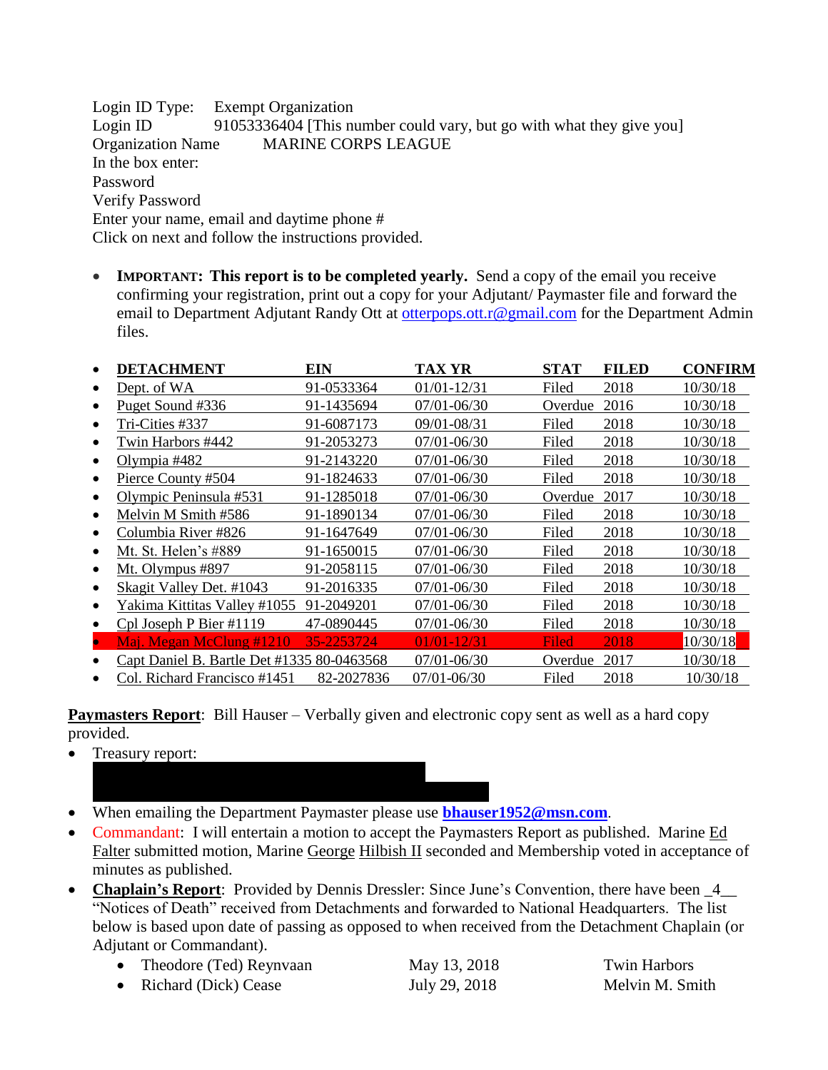Login ID Type: Exempt Organization
Login ID 91053336404 [This number could vary, but go with what they give you]
Organization Name MARINE CORPS LEAGUE
In the box enter:
Password
Verify Password
Enter your name, email and daytime phone #
Click on next and follow the instructions provided.

- **IMPORTANT: This report is to be completed yearly.** Send a copy of the email you receive confirming your registration, print out a copy for your Adjutant/ Paymaster file and forward the email to Department Adjutant Randy Ott at otterpops.ott.r@gmail.com for the Department Admin files.

| DETACHMENT | EIN | TAX YR | STAT | FILED | CONFIRM |
|---|---|---|---|---|---|
| Dept. of WA | 91-0533364 | 01/01-12/31 | Filed | 2018 | 10/30/18 |
| Puget Sound #336 | 91-1435694 | 07/01-06/30 | Overdue | 2016 | 10/30/18 |
| Tri-Cities #337 | 91-6087173 | 09/01-08/31 | Filed | 2018 | 10/30/18 |
| Twin Harbors #442 | 91-2053273 | 07/01-06/30 | Filed | 2018 | 10/30/18 |
| Olympia #482 | 91-2143220 | 07/01-06/30 | Filed | 2018 | 10/30/18 |
| Pierce County #504 | 91-1824633 | 07/01-06/30 | Filed | 2018 | 10/30/18 |
| Olympic Peninsula #531 | 91-1285018 | 07/01-06/30 | Overdue | 2017 | 10/30/18 |
| Melvin M Smith #586 | 91-1890134 | 07/01-06/30 | Filed | 2018 | 10/30/18 |
| Columbia River #826 | 91-1647649 | 07/01-06/30 | Filed | 2018 | 10/30/18 |
| Mt. St. Helen's #889 | 91-1650015 | 07/01-06/30 | Filed | 2018 | 10/30/18 |
| Mt. Olympus #897 | 91-2058115 | 07/01-06/30 | Filed | 2018 | 10/30/18 |
| Skagit Valley Det. #1043 | 91-2016335 | 07/01-06/30 | Filed | 2018 | 10/30/18 |
| Yakima Kittitas Valley #1055 | 91-2049201 | 07/01-06/30 | Filed | 2018 | 10/30/18 |
| Cpl Joseph P Bier #1119 | 47-0890445 | 07/01-06/30 | Filed | 2018 | 10/30/18 |
| Maj. Megan McClung #1210 | 35-2253724 | 01/01-12/31 | Filed | 2018 | 10/30/18 |
| Capt Daniel B. Bartle Det #1335 | 80-0463568 | 07/01-06/30 | Overdue | 2017 | 10/30/18 |
| Col. Richard Francisco #1451 | 82-2027836 | 07/01-06/30 | Filed | 2018 | 10/30/18 |

**Paymasters Report**: Bill Hauser – Verbally given and electronic copy sent as well as a hard copy provided.

- Treasury report:
- When emailing the Department Paymaster please use **bhauser1952@msn.com**.
- Commandant: I will entertain a motion to accept the Paymasters Report as published. Marine Ed Falter submitted motion, Marine George Hilbish II seconded and Membership voted in acceptance of minutes as published.
- **Chaplain's Report**: Provided by Dennis Dressler: Since June's Convention, there have been _4__ "Notices of Death" received from Detachments and forwarded to National Headquarters. The list below is based upon date of passing as opposed to when received from the Detachment Chaplain (or Adjutant or Commandant).
    - Theodore (Ted) Reynvaan — May 13, 2018 — Twin Harbors
    - Richard (Dick) Cease — July 29, 2018 — Melvin M. Smith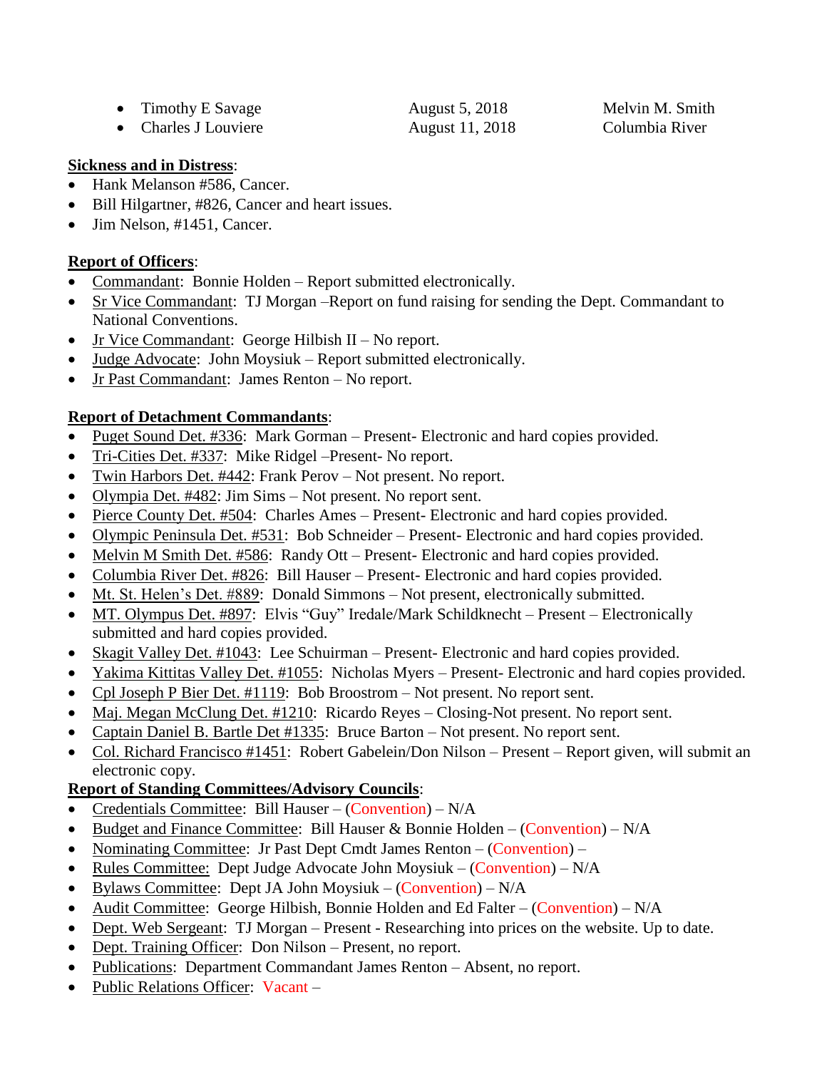| | | |
|---|---|---|
| • Timothy E Savage | August 5, 2018 | Melvin M. Smith |
| • Charles J Louviere | August 11, 2018 | Columbia River |

**Sickness and in Distress**:

- Hank Melanson #586, Cancer.
- Bill Hilgartner, #826, Cancer and heart issues.
- Jim Nelson, #1451, Cancer.

**Report of Officers**:

- Commandant: Bonnie Holden – Report submitted electronically.
- Sr Vice Commandant: TJ Morgan –Report on fund raising for sending the Dept. Commandant to National Conventions.
- Jr Vice Commandant: George Hilbish II – No report.
- Judge Advocate: John Moysiuk – Report submitted electronically.
- Jr Past Commandant: James Renton – No report.

**Report of Detachment Commandants**:

- Puget Sound Det. #336: Mark Gorman – Present- Electronic and hard copies provided.
- Tri-Cities Det. #337: Mike Ridgel –Present- No report.
- Twin Harbors Det. #442: Frank Perov – Not present. No report.
- Olympia Det. #482: Jim Sims – Not present. No report sent.
- Pierce County Det. #504: Charles Ames – Present- Electronic and hard copies provided.
- Olympic Peninsula Det. #531: Bob Schneider – Present- Electronic and hard copies provided.
- Melvin M Smith Det. #586: Randy Ott – Present- Electronic and hard copies provided.
- Columbia River Det. #826: Bill Hauser – Present- Electronic and hard copies provided.
- Mt. St. Helen's Det. #889: Donald Simmons – Not present, electronically submitted.
- MT. Olympus Det. #897: Elvis "Guy" Iredale/Mark Schildknecht – Present – Electronically submitted and hard copies provided.
- Skagit Valley Det. #1043: Lee Schuirman – Present- Electronic and hard copies provided.
- Yakima Kittitas Valley Det. #1055: Nicholas Myers – Present- Electronic and hard copies provided.
- Cpl Joseph P Bier Det. #1119: Bob Broostrom – Not present. No report sent.
- Maj. Megan McClung Det. #1210: Ricardo Reyes – Closing-Not present. No report sent.
- Captain Daniel B. Bartle Det #1335: Bruce Barton – Not present. No report sent.
- Col. Richard Francisco #1451: Robert Gabelein/Don Nilson – Present – Report given, will submit an electronic copy.

**Report of Standing Committees/Advisory Councils**:

- Credentials Committee: Bill Hauser – (Convention) – N/A
- Budget and Finance Committee: Bill Hauser & Bonnie Holden – (Convention) – N/A
- Nominating Committee: Jr Past Dept Cmdt James Renton – (Convention) –
- Rules Committee: Dept Judge Advocate John Moysiuk – (Convention) – N/A
- Bylaws Committee: Dept JA John Moysiuk – (Convention) – N/A
- Audit Committee: George Hilbish, Bonnie Holden and Ed Falter – (Convention) – N/A
- Dept. Web Sergeant: TJ Morgan – Present - Researching into prices on the website. Up to date.
- Dept. Training Officer: Don Nilson – Present, no report.
- Publications: Department Commandant James Renton – Absent, no report.
- Public Relations Officer: Vacant –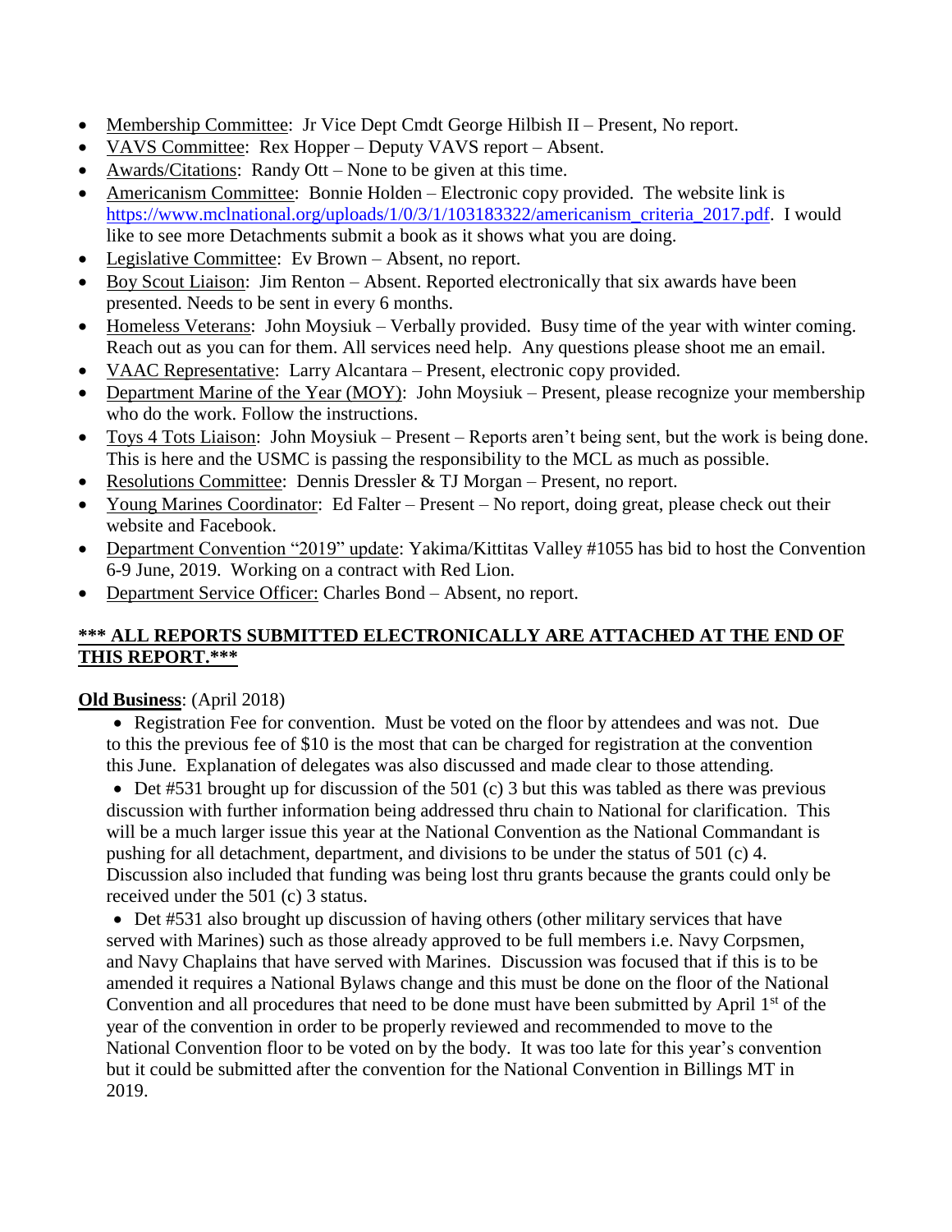- Membership Committee: Jr Vice Dept Cmdt George Hilbish II – Present, No report.
- VAVS Committee: Rex Hopper – Deputy VAVS report – Absent.
- Awards/Citations: Randy Ott – None to be given at this time.
- Americanism Committee: Bonnie Holden – Electronic copy provided. The website link is https://www.mclnational.org/uploads/1/0/3/1/103183322/americanism_criteria_2017.pdf. I would like to see more Detachments submit a book as it shows what you are doing.
- Legislative Committee: Ev Brown – Absent, no report.
- Boy Scout Liaison: Jim Renton – Absent. Reported electronically that six awards have been presented. Needs to be sent in every 6 months.
- Homeless Veterans: John Moysiuk – Verbally provided. Busy time of the year with winter coming. Reach out as you can for them. All services need help. Any questions please shoot me an email.
- VAAC Representative: Larry Alcantara – Present, electronic copy provided.
- Department Marine of the Year (MOY): John Moysiuk – Present, please recognize your membership who do the work. Follow the instructions.
- Toys 4 Tots Liaison: John Moysiuk – Present – Reports aren't being sent, but the work is being done. This is here and the USMC is passing the responsibility to the MCL as much as possible.
- Resolutions Committee: Dennis Dressler & TJ Morgan – Present, no report.
- Young Marines Coordinator: Ed Falter – Present – No report, doing great, please check out their website and Facebook.
- Department Convention "2019" update: Yakima/Kittitas Valley #1055 has bid to host the Convention 6-9 June, 2019. Working on a contract with Red Lion.
- Department Service Officer: Charles Bond – Absent, no report.

**\*\*\* ALL REPORTS SUBMITTED ELECTRONICALLY ARE ATTACHED AT THE END OF THIS REPORT.\*\*\***

**Old Business**: (April 2018)

- Registration Fee for convention. Must be voted on the floor by attendees and was not. Due to this the previous fee of $10 is the most that can be charged for registration at the convention this June. Explanation of delegates was also discussed and made clear to those attending.
- Det #531 brought up for discussion of the 501 (c) 3 but this was tabled as there was previous discussion with further information being addressed thru chain to National for clarification. This will be a much larger issue this year at the National Convention as the National Commandant is pushing for all detachment, department, and divisions to be under the status of 501 (c) 4. Discussion also included that funding was being lost thru grants because the grants could only be received under the 501 (c) 3 status.
- Det #531 also brought up discussion of having others (other military services that have served with Marines) such as those already approved to be full members i.e. Navy Corpsmen, and Navy Chaplains that have served with Marines. Discussion was focused that if this is to be amended it requires a National Bylaws change and this must be done on the floor of the National Convention and all procedures that need to be done must have been submitted by April 1st of the year of the convention in order to be properly reviewed and recommended to move to the National Convention floor to be voted on by the body. It was too late for this year's convention but it could be submitted after the convention for the National Convention in Billings MT in 2019.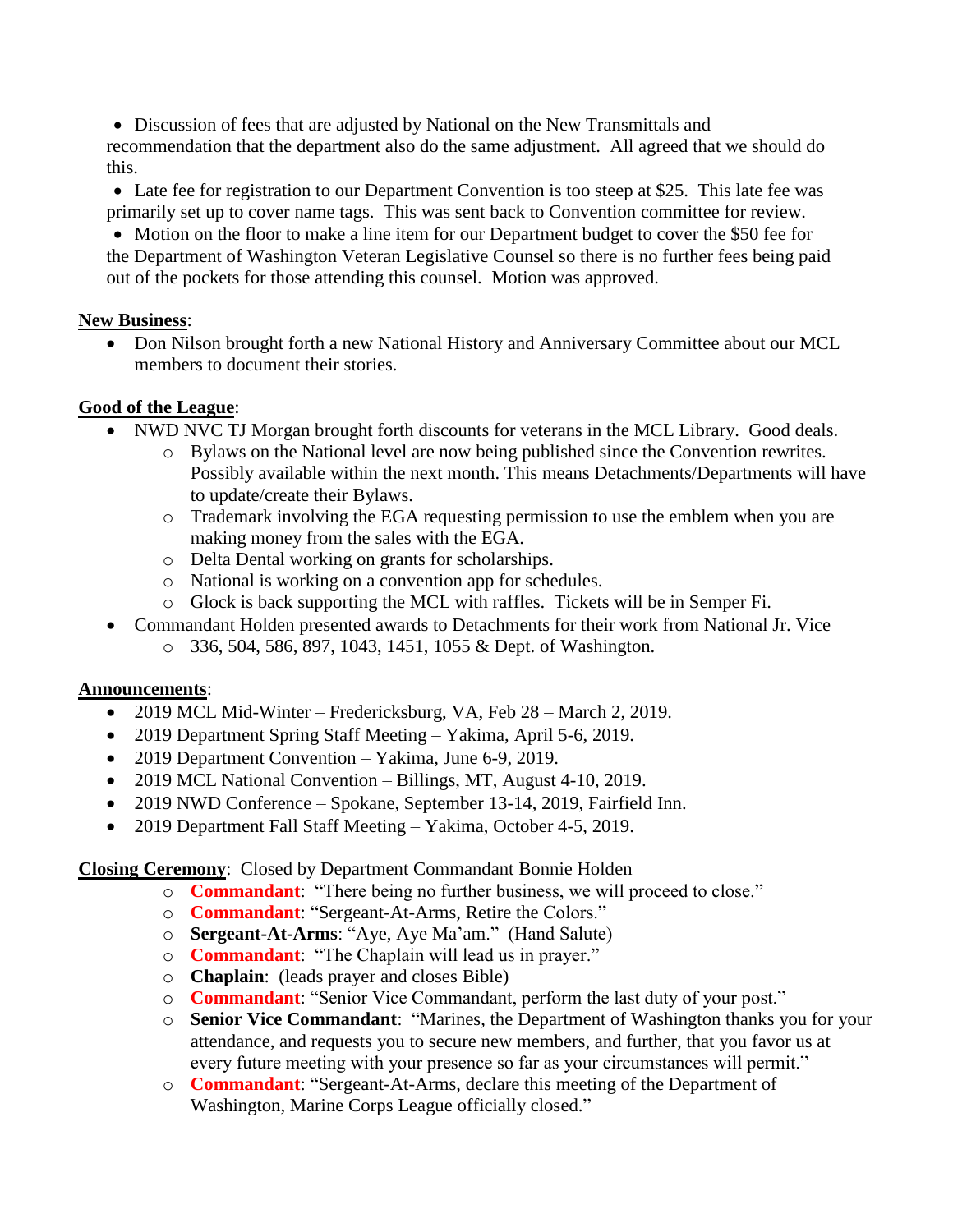- Discussion of fees that are adjusted by National on the New Transmittals and recommendation that the department also do the same adjustment. All agreed that we should do this.
- Late fee for registration to our Department Convention is too steep at $25. This late fee was primarily set up to cover name tags. This was sent back to Convention committee for review.
- Motion on the floor to make a line item for our Department budget to cover the $50 fee for the Department of Washington Veteran Legislative Counsel so there is no further fees being paid out of the pockets for those attending this counsel. Motion was approved.

**New Business**:

- Don Nilson brought forth a new National History and Anniversary Committee about our MCL members to document their stories.

**Good of the League**:

- NWD NVC TJ Morgan brought forth discounts for veterans in the MCL Library. Good deals.
  - Bylaws on the National level are now being published since the Convention rewrites. Possibly available within the next month. This means Detachments/Departments will have to update/create their Bylaws.
  - Trademark involving the EGA requesting permission to use the emblem when you are making money from the sales with the EGA.
  - Delta Dental working on grants for scholarships.
  - National is working on a convention app for schedules.
  - Glock is back supporting the MCL with raffles. Tickets will be in Semper Fi.
- Commandant Holden presented awards to Detachments for their work from National Jr. Vice
  - 336, 504, 586, 897, 1043, 1451, 1055 & Dept. of Washington.

**Announcements**:

- 2019 MCL Mid-Winter – Fredericksburg, VA, Feb 28 – March 2, 2019.
- 2019 Department Spring Staff Meeting – Yakima, April 5-6, 2019.
- 2019 Department Convention – Yakima, June 6-9, 2019.
- 2019 MCL National Convention – Billings, MT, August 4-10, 2019.
- 2019 NWD Conference – Spokane, September 13-14, 2019, Fairfield Inn.
- 2019 Department Fall Staff Meeting – Yakima, October 4-5, 2019.

**Closing Ceremony**: Closed by Department Commandant Bonnie Holden

- **Commandant**: "There being no further business, we will proceed to close."
- **Commandant**: "Sergeant-At-Arms, Retire the Colors."
- **Sergeant-At-Arms**: "Aye, Aye Ma'am." (Hand Salute)
- **Commandant**: "The Chaplain will lead us in prayer."
- **Chaplain**: (leads prayer and closes Bible)
- **Commandant**: "Senior Vice Commandant, perform the last duty of your post."
- **Senior Vice Commandant**: "Marines, the Department of Washington thanks you for your attendance, and requests you to secure new members, and further, that you favor us at every future meeting with your presence so far as your circumstances will permit."
- **Commandant**: "Sergeant-At-Arms, declare this meeting of the Department of Washington, Marine Corps League officially closed."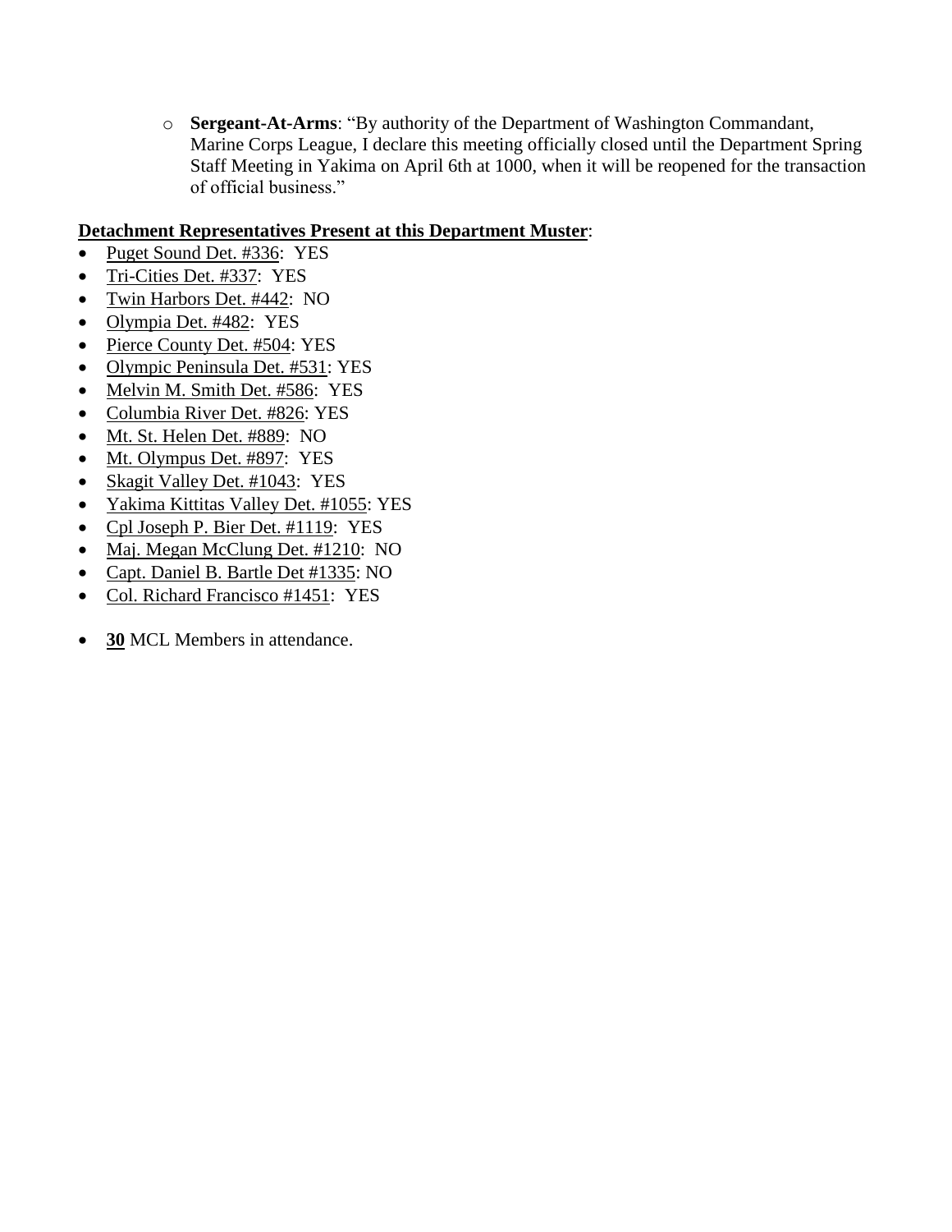- **Sergeant-At-Arms**: "By authority of the Department of Washington Commandant, Marine Corps League, I declare this meeting officially closed until the Department Spring Staff Meeting in Yakima on April 6th at 1000, when it will be reopened for the transaction of official business."

**Detachment Representatives Present at this Department Muster**:

- Puget Sound Det. #336: YES
- Tri-Cities Det. #337: YES
- Twin Harbors Det. #442: NO
- Olympia Det. #482: YES
- Pierce County Det. #504: YES
- Olympic Peninsula Det. #531: YES
- Melvin M. Smith Det. #586: YES
- Columbia River Det. #826: YES
- Mt. St. Helen Det. #889: NO
- Mt. Olympus Det. #897: YES
- Skagit Valley Det. #1043: YES
- Yakima Kittitas Valley Det. #1055: YES
- Cpl Joseph P. Bier Det. #1119: YES
- Maj. Megan McClung Det. #1210: NO
- Capt. Daniel B. Bartle Det #1335: NO
- Col. Richard Francisco #1451: YES

- **30** MCL Members in attendance.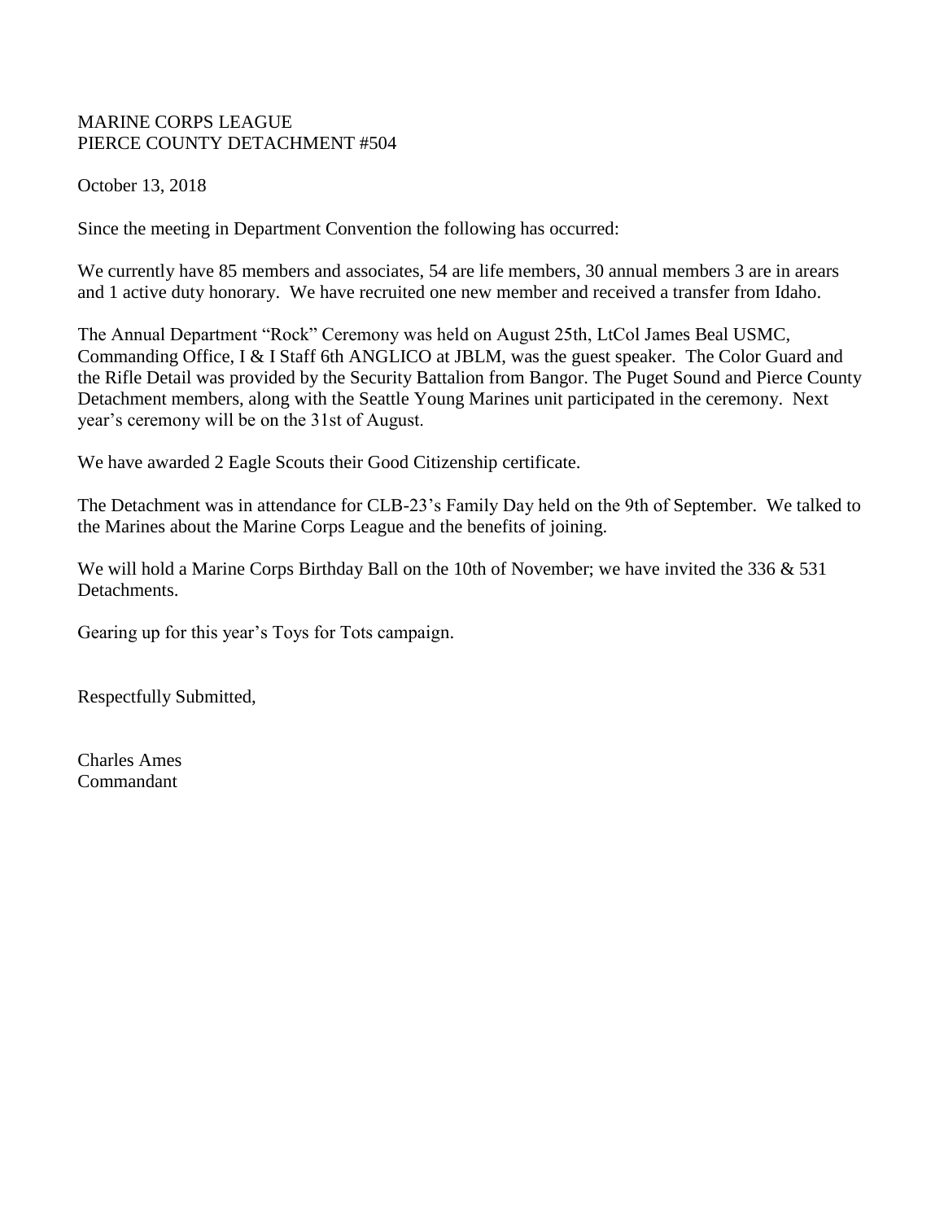MARINE CORPS LEAGUE
PIERCE COUNTY DETACHMENT #504

October 13, 2018

Since the meeting in Department Convention the following has occurred:

We currently have 85 members and associates, 54 are life members, 30 annual members 3 are in arears and 1 active duty honorary. We have recruited one new member and received a transfer from Idaho.

The Annual Department "Rock" Ceremony was held on August 25th, LtCol James Beal USMC, Commanding Office, I & I Staff 6th ANGLICO at JBLM, was the guest speaker. The Color Guard and the Rifle Detail was provided by the Security Battalion from Bangor. The Puget Sound and Pierce County Detachment members, along with the Seattle Young Marines unit participated in the ceremony. Next year's ceremony will be on the 31st of August.

We have awarded 2 Eagle Scouts their Good Citizenship certificate.

The Detachment was in attendance for CLB-23's Family Day held on the 9th of September. We talked to the Marines about the Marine Corps League and the benefits of joining.

We will hold a Marine Corps Birthday Ball on the 10th of November; we have invited the 336 & 531 Detachments.

Gearing up for this year's Toys for Tots campaign.

Respectfully Submitted,

Charles Ames
Commandant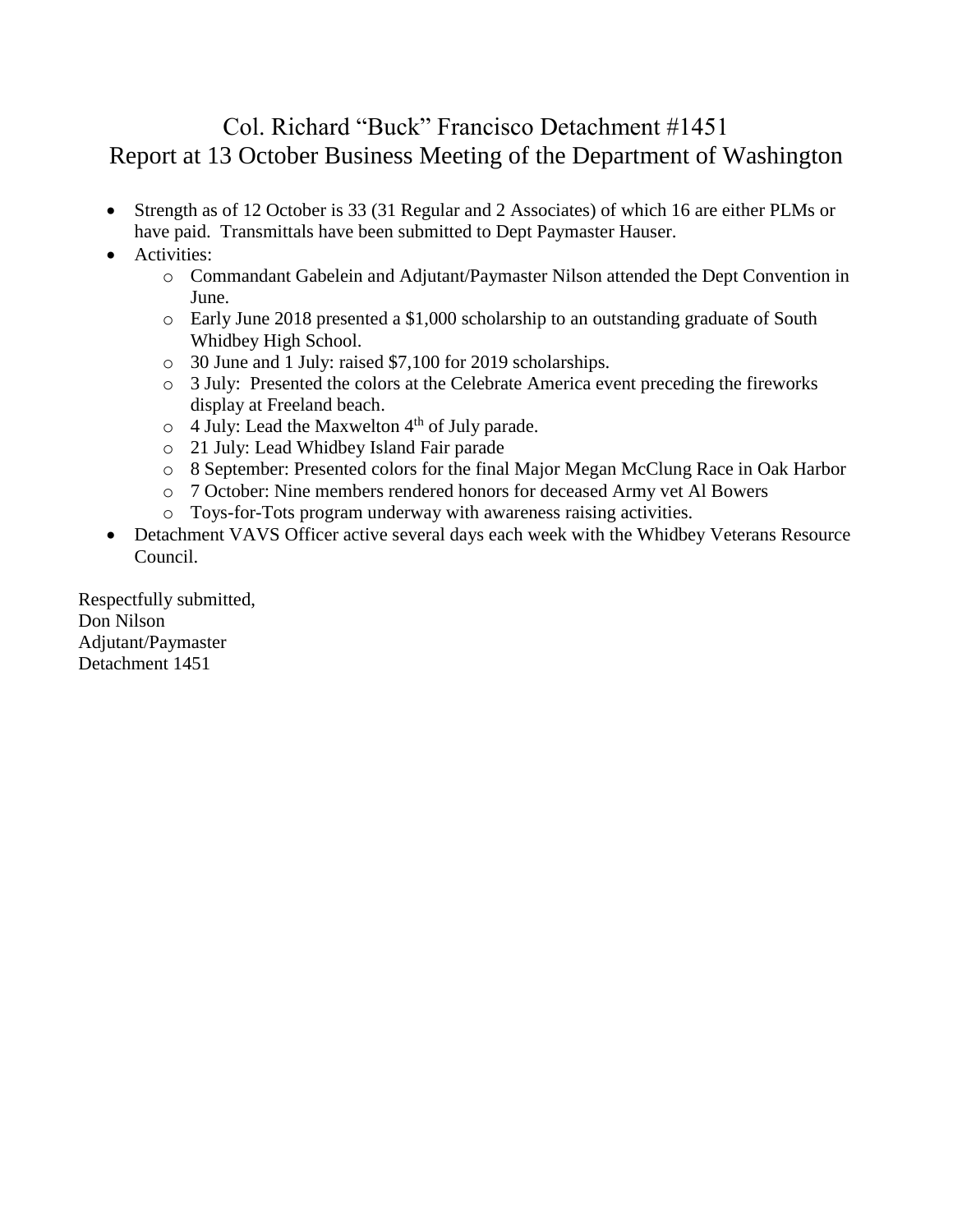# Col. Richard "Buck" Francisco Detachment #1451
# Report at 13 October Business Meeting of the Department of Washington

- Strength as of 12 October is 33 (31 Regular and 2 Associates) of which 16 are either PLMs or have paid. Transmittals have been submitted to Dept Paymaster Hauser.
- Activities:
    - Commandant Gabelein and Adjutant/Paymaster Nilson attended the Dept Convention in June.
    - Early June 2018 presented a $1,000 scholarship to an outstanding graduate of South Whidbey High School.
    - 30 June and 1 July: raised $7,100 for 2019 scholarships.
    - 3 July: Presented the colors at the Celebrate America event preceding the fireworks display at Freeland beach.
    - 4 July: Lead the Maxwelton 4th of July parade.
    - 21 July: Lead Whidbey Island Fair parade
    - 8 September: Presented colors for the final Major Megan McClung Race in Oak Harbor
    - 7 October: Nine members rendered honors for deceased Army vet Al Bowers
    - Toys-for-Tots program underway with awareness raising activities.
- Detachment VAVS Officer active several days each week with the Whidbey Veterans Resource Council.

Respectfully submitted,
Don Nilson
Adjutant/Paymaster
Detachment 1451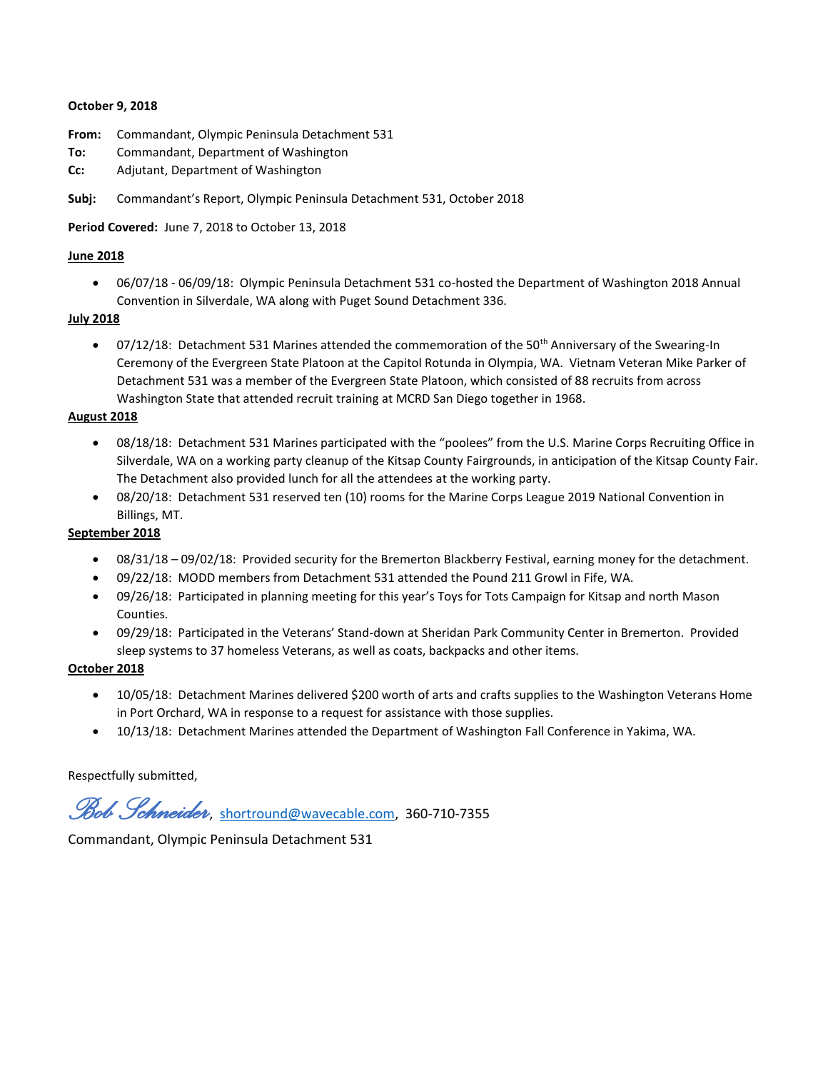**October 9, 2018**

**From:** Commandant, Olympic Peninsula Detachment 531
**To:** Commandant, Department of Washington
**Cc:** Adjutant, Department of Washington

**Subj:** Commandant's Report, Olympic Peninsula Detachment 531, October 2018

**Period Covered:** June 7, 2018 to October 13, 2018

**June 2018**

- 06/07/18 - 06/09/18: Olympic Peninsula Detachment 531 co-hosted the Department of Washington 2018 Annual Convention in Silverdale, WA along with Puget Sound Detachment 336.

**July 2018**

- 07/12/18: Detachment 531 Marines attended the commemoration of the 50th Anniversary of the Swearing-In Ceremony of the Evergreen State Platoon at the Capitol Rotunda in Olympia, WA. Vietnam Veteran Mike Parker of Detachment 531 was a member of the Evergreen State Platoon, which consisted of 88 recruits from across Washington State that attended recruit training at MCRD San Diego together in 1968.

**August 2018**

- 08/18/18: Detachment 531 Marines participated with the "poolees" from the U.S. Marine Corps Recruiting Office in Silverdale, WA on a working party cleanup of the Kitsap County Fairgrounds, in anticipation of the Kitsap County Fair. The Detachment also provided lunch for all the attendees at the working party.
- 08/20/18: Detachment 531 reserved ten (10) rooms for the Marine Corps League 2019 National Convention in Billings, MT.

**September 2018**

- 08/31/18 – 09/02/18: Provided security for the Bremerton Blackberry Festival, earning money for the detachment.
- 09/22/18: MODD members from Detachment 531 attended the Pound 211 Growl in Fife, WA.
- 09/26/18: Participated in planning meeting for this year's Toys for Tots Campaign for Kitsap and north Mason Counties.
- 09/29/18: Participated in the Veterans' Stand-down at Sheridan Park Community Center in Bremerton. Provided sleep systems to 37 homeless Veterans, as well as coats, backpacks and other items.

**October 2018**

- 10/05/18: Detachment Marines delivered $200 worth of arts and crafts supplies to the Washington Veterans Home in Port Orchard, WA in response to a request for assistance with those supplies.
- 10/13/18: Detachment Marines attended the Department of Washington Fall Conference in Yakima, WA.

Respectfully submitted,

*Bob Schneider*, shortround@wavecable.com, 360-710-7355

Commandant, Olympic Peninsula Detachment 531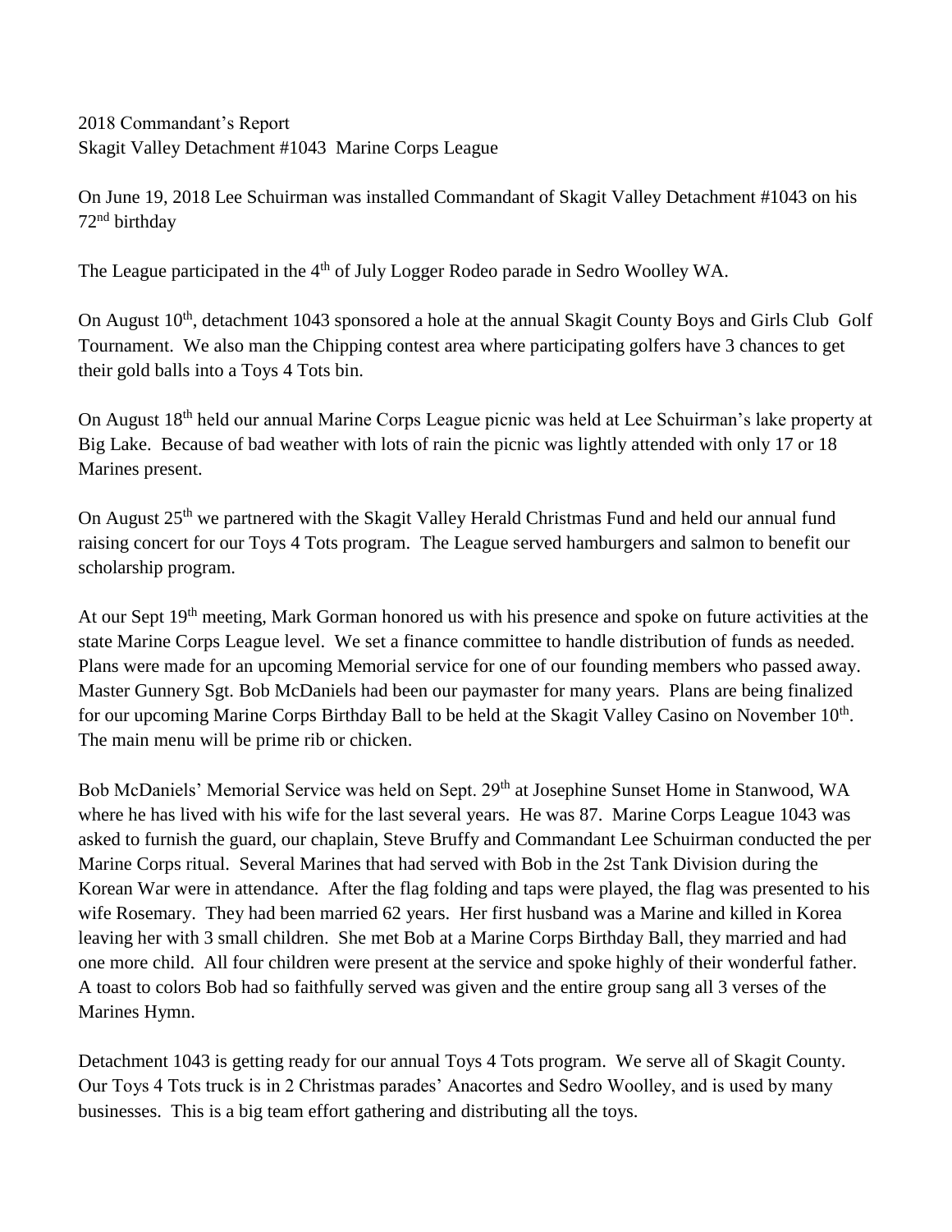2018 Commandant's Report
Skagit Valley Detachment #1043 Marine Corps League

On June 19, 2018 Lee Schuirman was installed Commandant of Skagit Valley Detachment #1043 on his 72nd birthday

The League participated in the 4th of July Logger Rodeo parade in Sedro Woolley WA.

On August 10th, detachment 1043 sponsored a hole at the annual Skagit County Boys and Girls Club Golf Tournament. We also man the Chipping contest area where participating golfers have 3 chances to get their gold balls into a Toys 4 Tots bin.

On August 18th held our annual Marine Corps League picnic was held at Lee Schuirman's lake property at Big Lake. Because of bad weather with lots of rain the picnic was lightly attended with only 17 or 18 Marines present.

On August 25th we partnered with the Skagit Valley Herald Christmas Fund and held our annual fund raising concert for our Toys 4 Tots program. The League served hamburgers and salmon to benefit our scholarship program.

At our Sept 19th meeting, Mark Gorman honored us with his presence and spoke on future activities at the state Marine Corps League level. We set a finance committee to handle distribution of funds as needed. Plans were made for an upcoming Memorial service for one of our founding members who passed away. Master Gunnery Sgt. Bob McDaniels had been our paymaster for many years. Plans are being finalized for our upcoming Marine Corps Birthday Ball to be held at the Skagit Valley Casino on November 10th. The main menu will be prime rib or chicken.

Bob McDaniels' Memorial Service was held on Sept. 29th at Josephine Sunset Home in Stanwood, WA where he has lived with his wife for the last several years. He was 87. Marine Corps League 1043 was asked to furnish the guard, our chaplain, Steve Bruffy and Commandant Lee Schuirman conducted the per Marine Corps ritual. Several Marines that had served with Bob in the 2st Tank Division during the Korean War were in attendance. After the flag folding and taps were played, the flag was presented to his wife Rosemary. They had been married 62 years. Her first husband was a Marine and killed in Korea leaving her with 3 small children. She met Bob at a Marine Corps Birthday Ball, they married and had one more child. All four children were present at the service and spoke highly of their wonderful father. A toast to colors Bob had so faithfully served was given and the entire group sang all 3 verses of the Marines Hymn.

Detachment 1043 is getting ready for our annual Toys 4 Tots program. We serve all of Skagit County. Our Toys 4 Tots truck is in 2 Christmas parades' Anacortes and Sedro Woolley, and is used by many businesses. This is a big team effort gathering and distributing all the toys.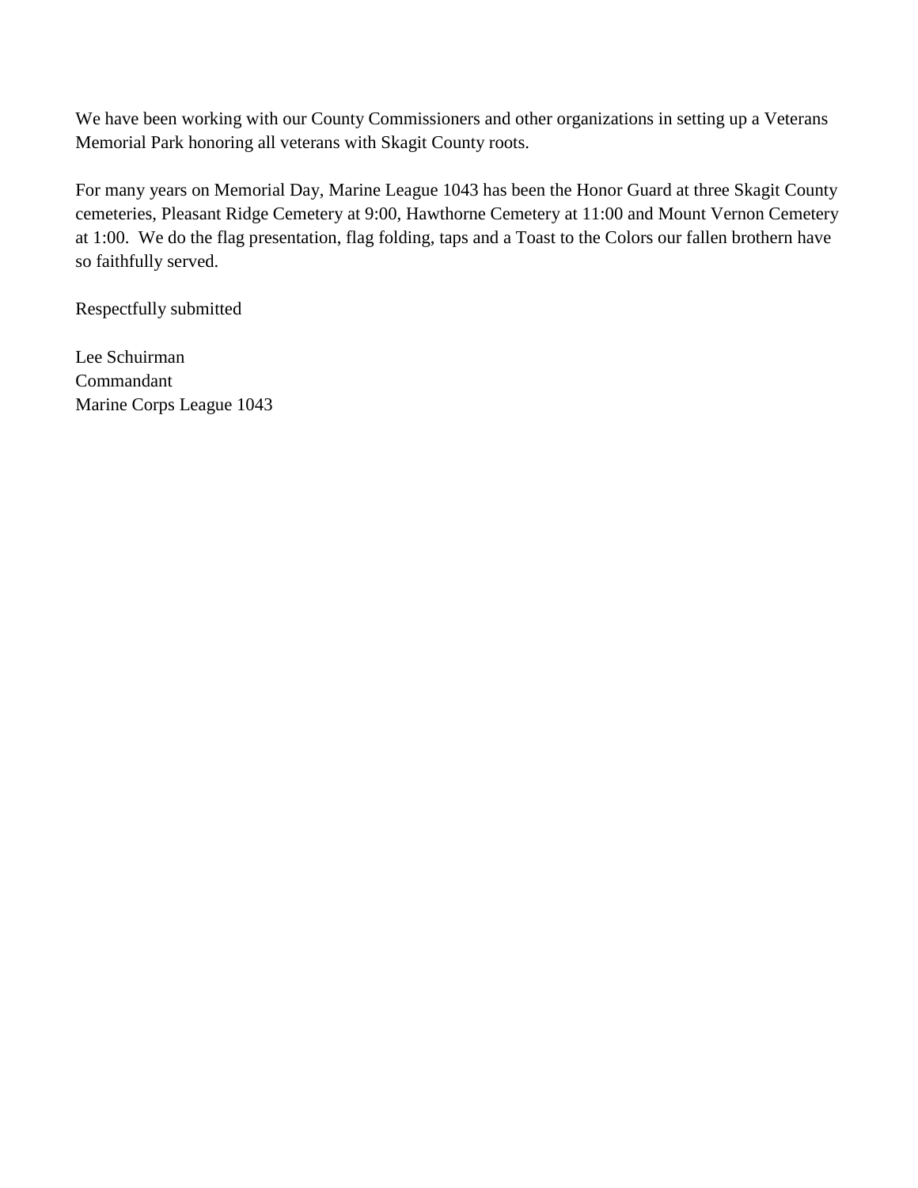We have been working with our County Commissioners and other organizations in setting up a Veterans Memorial Park honoring all veterans with Skagit County roots.

For many years on Memorial Day, Marine League 1043 has been the Honor Guard at three Skagit County cemeteries, Pleasant Ridge Cemetery at 9:00, Hawthorne Cemetery at 11:00 and Mount Vernon Cemetery at 1:00. We do the flag presentation, flag folding, taps and a Toast to the Colors our fallen brothern have so faithfully served.

Respectfully submitted

Lee Schuirman
Commandant
Marine Corps League 1043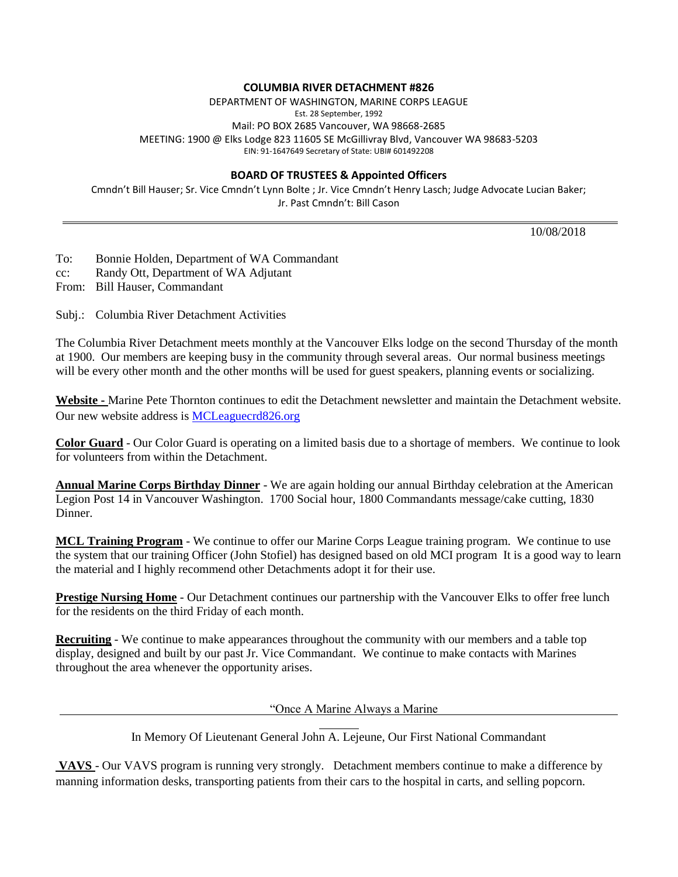**COLUMBIA RIVER DETACHMENT #826**

DEPARTMENT OF WASHINGTON, MARINE CORPS LEAGUE
Est. 28 September, 1992
Mail: PO BOX 2685 Vancouver, WA 98668-2685
MEETING: 1900 @ Elks Lodge 823 11605 SE McGillivray Blvd, Vancouver WA 98683-5203
EIN: 91-1647649 Secretary of State: UBI# 601492208

**BOARD OF TRUSTEES & Appointed Officers**

Cmndn't Bill Hauser; Sr. Vice Cmndn't Lynn Bolte ; Jr. Vice Cmndn't Henry Lasch; Judge Advocate Lucian Baker; Jr. Past Cmndn't: Bill Cason

---

10/08/2018

To: Bonnie Holden, Department of WA Commandant
cc: Randy Ott, Department of WA Adjutant
From: Bill Hauser, Commandant

Subj.: Columbia River Detachment Activities

The Columbia River Detachment meets monthly at the Vancouver Elks lodge on the second Thursday of the month at 1900. Our members are keeping busy in the community through several areas. Our normal business meetings will be every other month and the other months will be used for guest speakers, planning events or socializing.

**Website -** Marine Pete Thornton continues to edit the Detachment newsletter and maintain the Detachment website. Our new website address is [MCLeaguecrd826.org](MCLeaguecrd826.org)

**Color Guard** - Our Color Guard is operating on a limited basis due to a shortage of members. We continue to look for volunteers from within the Detachment.

**Annual Marine Corps Birthday Dinner** - We are again holding our annual Birthday celebration at the American Legion Post 14 in Vancouver Washington. 1700 Social hour, 1800 Commandants message/cake cutting, 1830 Dinner.

**MCL Training Program** - We continue to offer our Marine Corps League training program. We continue to use the system that our training Officer (John Stofiel) has designed based on old MCI program It is a good way to learn the material and I highly recommend other Detachments adopt it for their use.

**Prestige Nursing Home** - Our Detachment continues our partnership with the Vancouver Elks to offer free lunch for the residents on the third Friday of each month.

**Recruiting** - We continue to make appearances throughout the community with our members and a table top display, designed and built by our past Jr. Vice Commandant. We continue to make contacts with Marines throughout the area whenever the opportunity arises.

"Once A Marine Always a Marine

In Memory Of Lieutenant General John A. Lejeune, Our First National Commandant

**VAVS** - Our VAVS program is running very strongly. Detachment members continue to make a difference by manning information desks, transporting patients from their cars to the hospital in carts, and selling popcorn.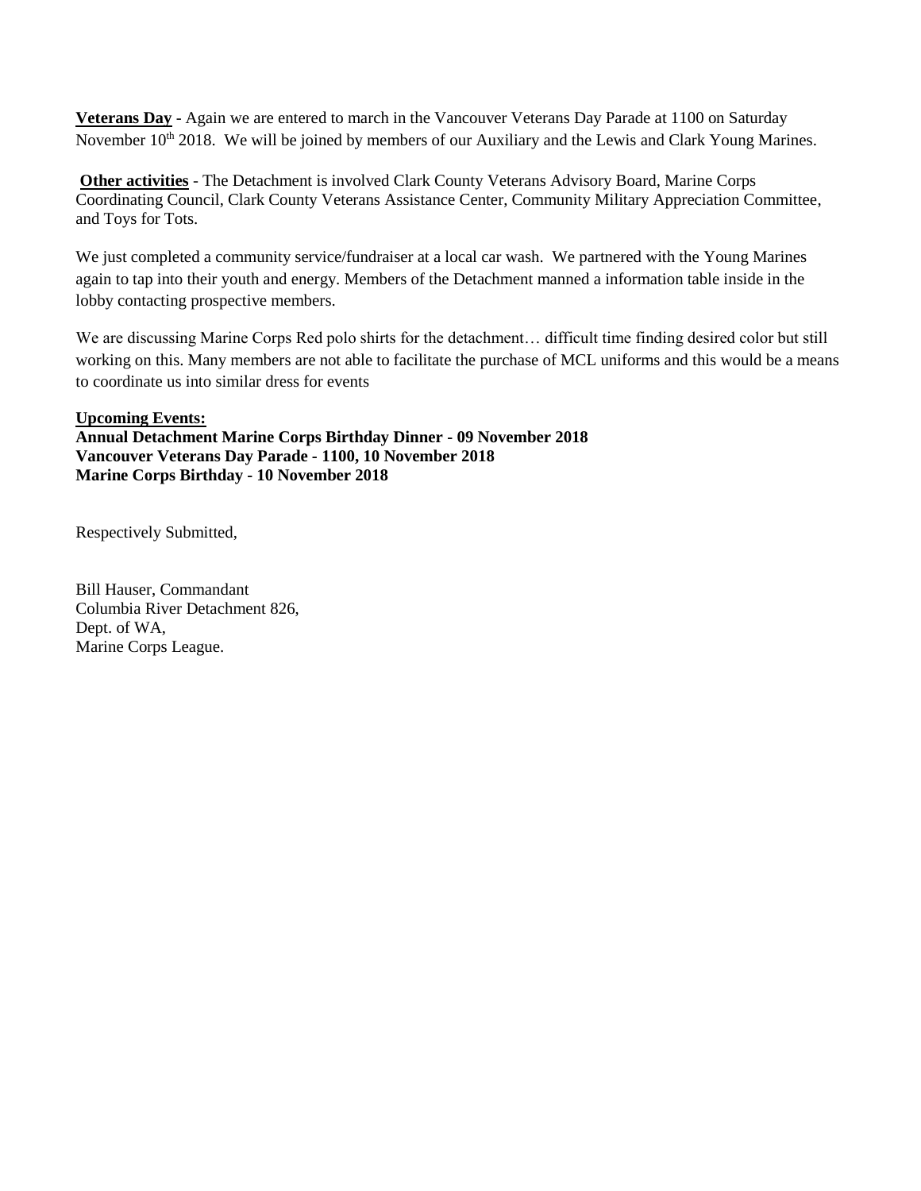**Veterans Day** - Again we are entered to march in the Vancouver Veterans Day Parade at 1100 on Saturday November 10th 2018. We will be joined by members of our Auxiliary and the Lewis and Clark Young Marines.

**Other activities** - The Detachment is involved Clark County Veterans Advisory Board, Marine Corps Coordinating Council, Clark County Veterans Assistance Center, Community Military Appreciation Committee, and Toys for Tots.

We just completed a community service/fundraiser at a local car wash. We partnered with the Young Marines again to tap into their youth and energy. Members of the Detachment manned a information table inside in the lobby contacting prospective members.

We are discussing Marine Corps Red polo shirts for the detachment… difficult time finding desired color but still working on this. Many members are not able to facilitate the purchase of MCL uniforms and this would be a means to coordinate us into similar dress for events

**Upcoming Events:**
**Annual Detachment Marine Corps Birthday Dinner - 09 November 2018**
**Vancouver Veterans Day Parade - 1100, 10 November 2018**
**Marine Corps Birthday - 10 November 2018**

Respectively Submitted,

Bill Hauser, Commandant
Columbia River Detachment 826,
Dept. of WA,
Marine Corps League.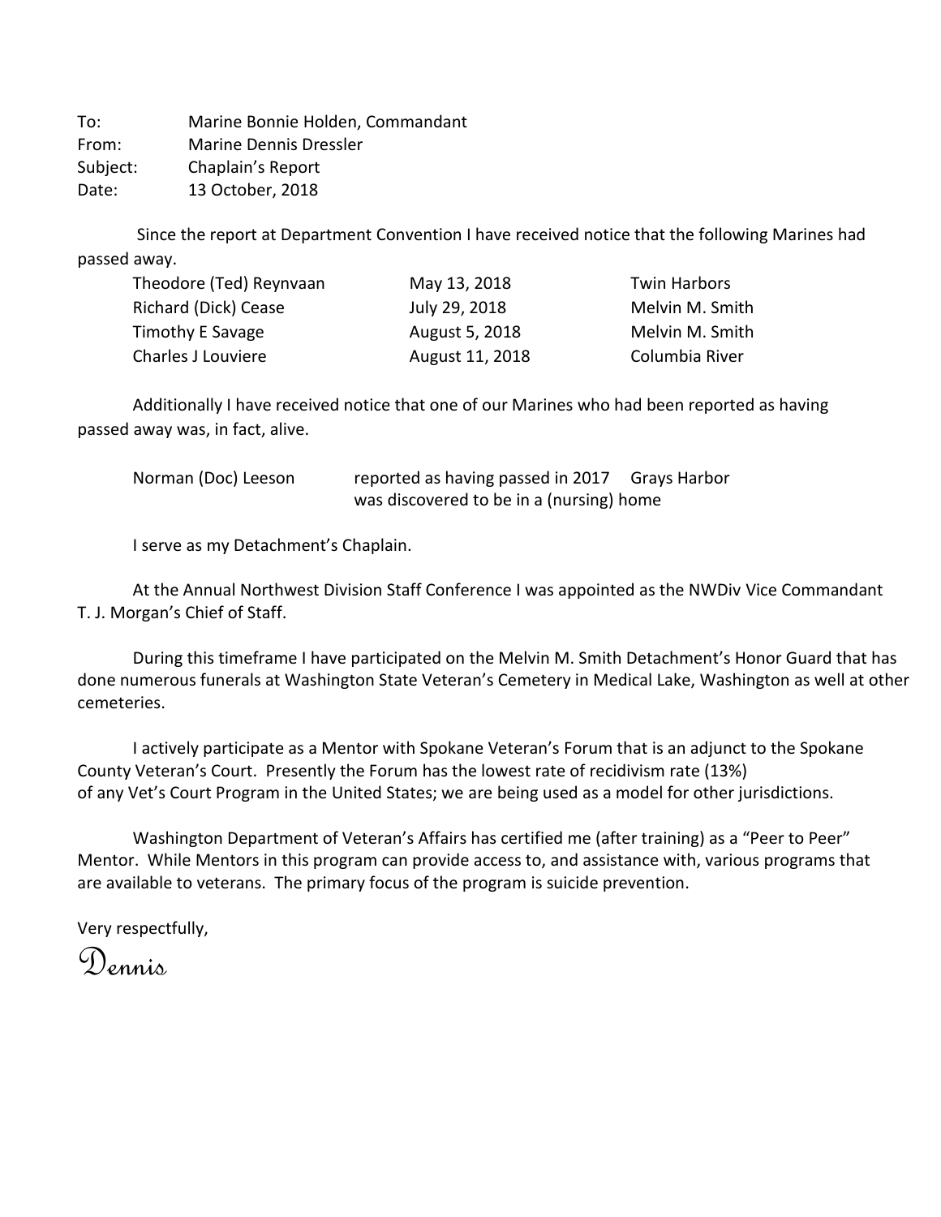To: Marine Bonnie Holden, Commandant
From: Marine Dennis Dressler
Subject: Chaplain's Report
Date: 13 October, 2018

Since the report at Department Convention I have received notice that the following Marines had passed away.

| | | |
|---|---|---|
| Theodore (Ted) Reynvaan | May 13, 2018 | Twin Harbors |
| Richard (Dick) Cease | July 29, 2018 | Melvin M. Smith |
| Timothy E Savage | August 5, 2018 | Melvin M. Smith |
| Charles J Louviere | August 11, 2018 | Columbia River |

Additionally I have received notice that one of our Marines who had been reported as having passed away was, in fact, alive.

| | | |
|---|---|---|
| Norman (Doc) Leeson | reported as having passed in 2017 was discovered to be in a (nursing) home | Grays Harbor |

I serve as my Detachment's Chaplain.

At the Annual Northwest Division Staff Conference I was appointed as the NWDiv Vice Commandant T. J. Morgan's Chief of Staff.

During this timeframe I have participated on the Melvin M. Smith Detachment's Honor Guard that has done numerous funerals at Washington State Veteran's Cemetery in Medical Lake, Washington as well at other cemeteries.

I actively participate as a Mentor with Spokane Veteran's Forum that is an adjunct to the Spokane County Veteran's Court. Presently the Forum has the lowest rate of recidivism rate (13%) of any Vet's Court Program in the United States; we are being used as a model for other jurisdictions.

Washington Department of Veteran's Affairs has certified me (after training) as a "Peer to Peer" Mentor. While Mentors in this program can provide access to, and assistance with, various programs that are available to veterans. The primary focus of the program is suicide prevention.

Very respectfully,

Dennis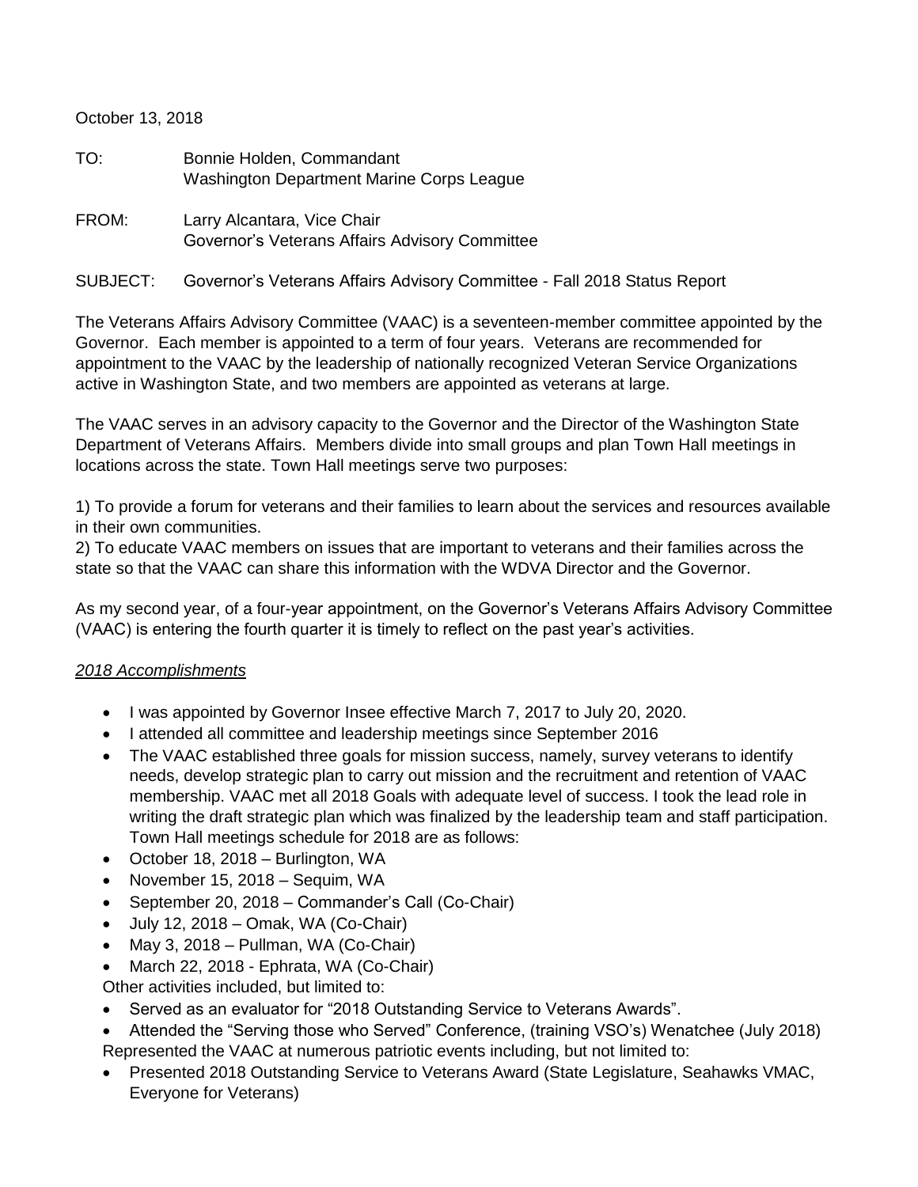October 13, 2018

TO: Bonnie Holden, Commandant
Washington Department Marine Corps League

FROM: Larry Alcantara, Vice Chair
Governor's Veterans Affairs Advisory Committee

SUBJECT: Governor's Veterans Affairs Advisory Committee - Fall 2018 Status Report

The Veterans Affairs Advisory Committee (VAAC) is a seventeen-member committee appointed by the Governor. Each member is appointed to a term of four years. Veterans are recommended for appointment to the VAAC by the leadership of nationally recognized Veteran Service Organizations active in Washington State, and two members are appointed as veterans at large.

The VAAC serves in an advisory capacity to the Governor and the Director of the Washington State Department of Veterans Affairs. Members divide into small groups and plan Town Hall meetings in locations across the state. Town Hall meetings serve two purposes:

1) To provide a forum for veterans and their families to learn about the services and resources available in their own communities.
2) To educate VAAC members on issues that are important to veterans and their families across the state so that the VAAC can share this information with the WDVA Director and the Governor.

As my second year, of a four-year appointment, on the Governor's Veterans Affairs Advisory Committee (VAAC) is entering the fourth quarter it is timely to reflect on the past year's activities.

*2018 Accomplishments*

- I was appointed by Governor Insee effective March 7, 2017 to July 20, 2020.
- I attended all committee and leadership meetings since September 2016
- The VAAC established three goals for mission success, namely, survey veterans to identify needs, develop strategic plan to carry out mission and the recruitment and retention of VAAC membership. VAAC met all 2018 Goals with adequate level of success. I took the lead role in writing the draft strategic plan which was finalized by the leadership team and staff participation. Town Hall meetings schedule for 2018 are as follows:
- October 18, 2018 – Burlington, WA
- November 15, 2018 – Sequim, WA
- September 20, 2018 – Commander's Call (Co-Chair)
- July 12, 2018 – Omak, WA (Co-Chair)
- May 3, 2018 – Pullman, WA (Co-Chair)
- March 22, 2018 - Ephrata, WA (Co-Chair)

Other activities included, but limited to:

- Served as an evaluator for "2018 Outstanding Service to Veterans Awards".
- Attended the "Serving those who Served" Conference, (training VSO's) Wenatchee (July 2018)

Represented the VAAC at numerous patriotic events including, but not limited to:

- Presented 2018 Outstanding Service to Veterans Award (State Legislature, Seahawks VMAC, Everyone for Veterans)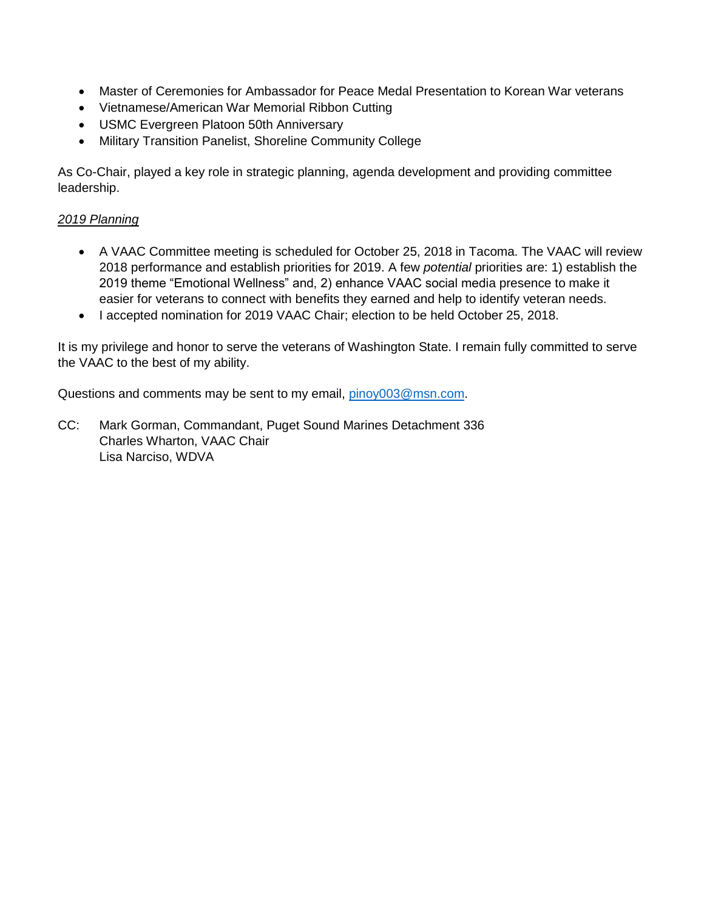- Master of Ceremonies for Ambassador for Peace Medal Presentation to Korean War veterans
- Vietnamese/American War Memorial Ribbon Cutting
- USMC Evergreen Platoon 50th Anniversary
- Military Transition Panelist, Shoreline Community College

As Co-Chair, played a key role in strategic planning, agenda development and providing committee leadership.

*2019 Planning*

- A VAAC Committee meeting is scheduled for October 25, 2018 in Tacoma. The VAAC will review 2018 performance and establish priorities for 2019. A few *potential* priorities are: 1) establish the 2019 theme "Emotional Wellness" and, 2) enhance VAAC social media presence to make it easier for veterans to connect with benefits they earned and help to identify veteran needs.
- I accepted nomination for 2019 VAAC Chair; election to be held October 25, 2018.

It is my privilege and honor to serve the veterans of Washington State. I remain fully committed to serve the VAAC to the best of my ability.

Questions and comments may be sent to my email, pinoy003@msn.com.

CC: Mark Gorman, Commandant, Puget Sound Marines Detachment 336
Charles Wharton, VAAC Chair
Lisa Narciso, WDVA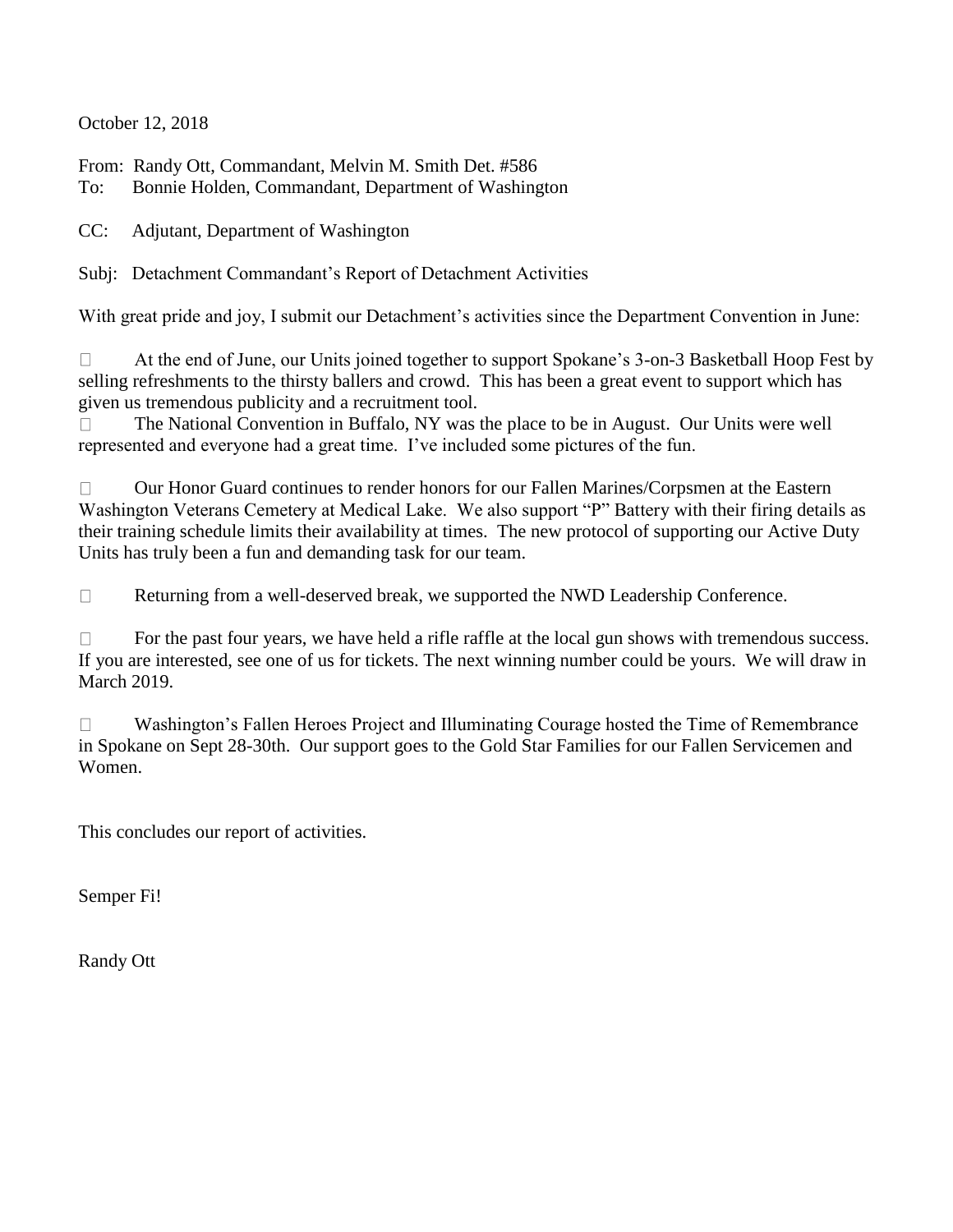October 12, 2018

From: Randy Ott, Commandant, Melvin M. Smith Det. #586
To: Bonnie Holden, Commandant, Department of Washington

CC: Adjutant, Department of Washington

Subj: Detachment Commandant's Report of Detachment Activities

With great pride and joy, I submit our Detachment's activities since the Department Convention in June:

- At the end of June, our Units joined together to support Spokane's 3-on-3 Basketball Hoop Fest by selling refreshments to the thirsty ballers and crowd. This has been a great event to support which has given us tremendous publicity and a recruitment tool.
- The National Convention in Buffalo, NY was the place to be in August. Our Units were well represented and everyone had a great time. I've included some pictures of the fun.

- Our Honor Guard continues to render honors for our Fallen Marines/Corpsmen at the Eastern Washington Veterans Cemetery at Medical Lake. We also support "P" Battery with their firing details as their training schedule limits their availability at times. The new protocol of supporting our Active Duty Units has truly been a fun and demanding task for our team.

- Returning from a well-deserved break, we supported the NWD Leadership Conference.

- For the past four years, we have held a rifle raffle at the local gun shows with tremendous success. If you are interested, see one of us for tickets. The next winning number could be yours. We will draw in March 2019.

- Washington's Fallen Heroes Project and Illuminating Courage hosted the Time of Remembrance in Spokane on Sept 28-30th. Our support goes to the Gold Star Families for our Fallen Servicemen and Women.

This concludes our report of activities.

Semper Fi!

Randy Ott